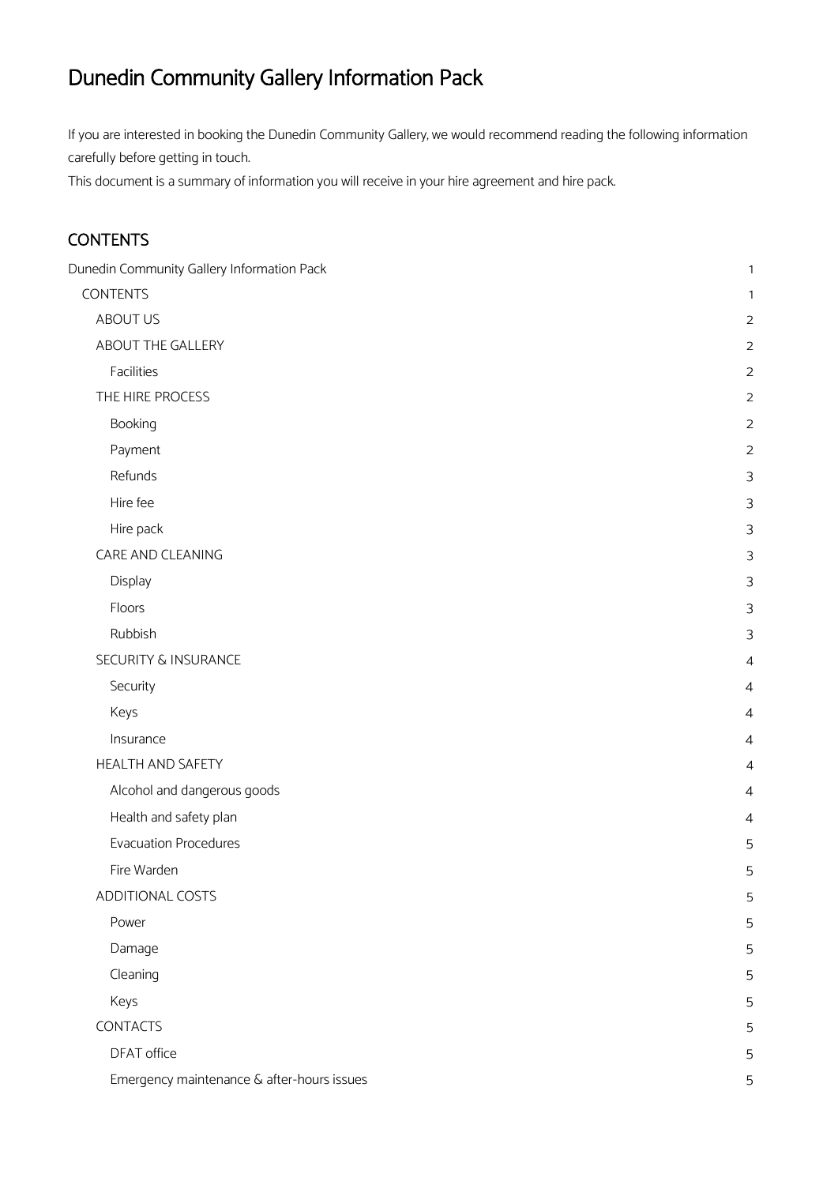# Dunedin Community Gallery Information Pack

If you are interested in booking the Dunedin Community Gallery, we would recommend reading the following information carefully before getting in touch.

This document is a summary of information you will receive in your hire agreement and hire pack.

## CONTENTS

- Dunedin Community Gallery Information Pack 1
  - CONTENTS 1
    - ABOUT US 2
    - ABOUT THE GALLERY 2
      - Facilities 2
    - THE HIRE PROCESS 2
      - Booking 2
      - Payment 2
      - Refunds 3
      - Hire fee 3
      - Hire pack 3
    - CARE AND CLEANING 3
      - Display 3
      - Floors 3
      - Rubbish 3
    - SECURITY & INSURANCE 4
      - Security 4
      - Keys 4
      - Insurance 4
    - HEALTH AND SAFETY 4
      - Alcohol and dangerous goods 4
      - Health and safety plan 4
      - Evacuation Procedures 5
      - Fire Warden 5
    - ADDITIONAL COSTS 5
      - Power 5
      - Damage 5
      - Cleaning 5
      - Keys 5
    - CONTACTS 5
      - DFAT office 5
      - Emergency maintenance & after-hours issues 5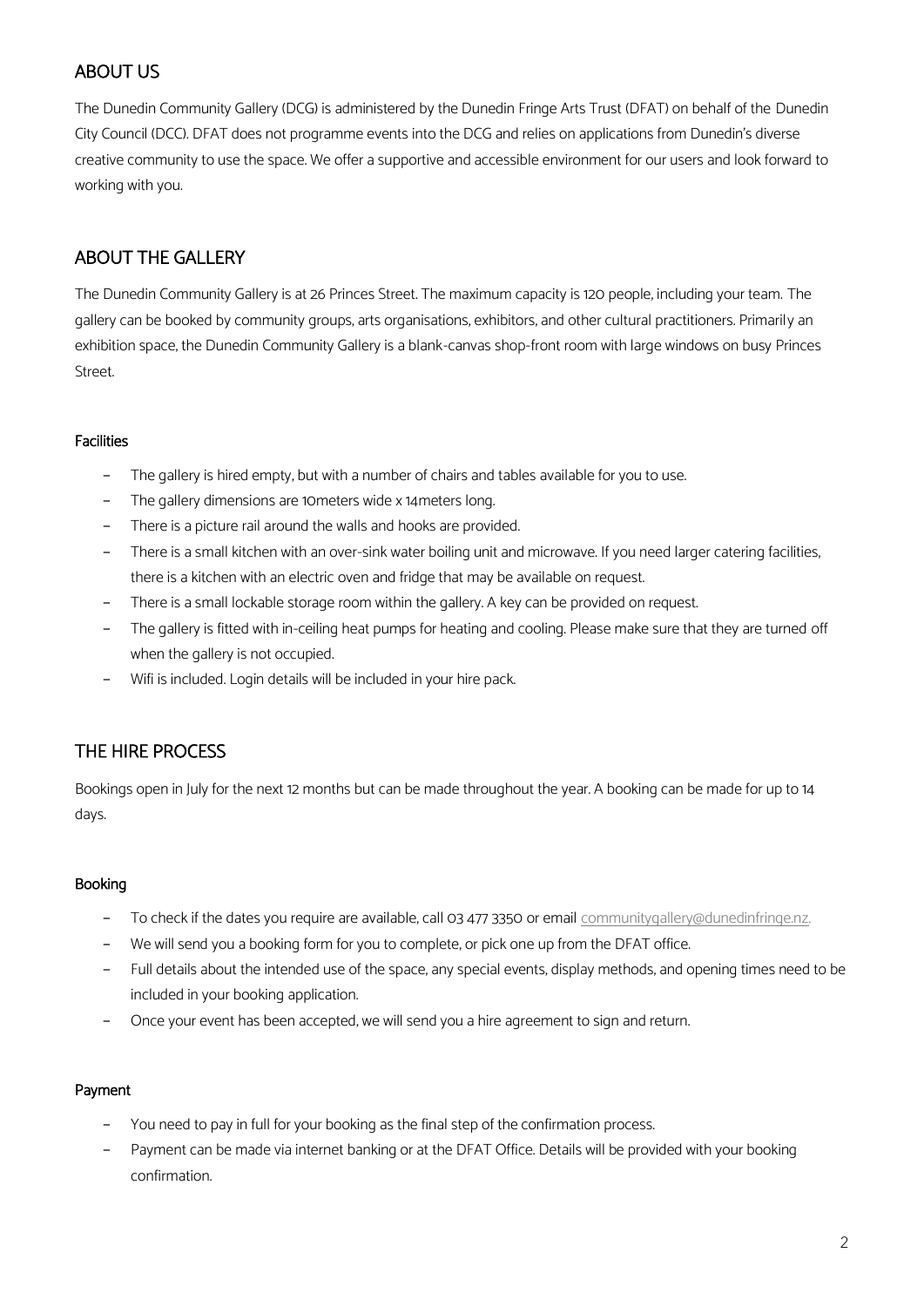## ABOUT US

The Dunedin Community Gallery (DCG) is administered by the Dunedin Fringe Arts Trust (DFAT) on behalf of the Dunedin City Council (DCC). DFAT does not programme events into the DCG and relies on applications from Dunedin's diverse creative community to use the space. We offer a supportive and accessible environment for our users and look forward to working with you.

## ABOUT THE GALLERY

The Dunedin Community Gallery is at 26 Princes Street. The maximum capacity is 120 people, including your team. The gallery can be booked by community groups, arts organisations, exhibitors, and other cultural practitioners. Primarily an exhibition space, the Dunedin Community Gallery is a blank-canvas shop-front room with large windows on busy Princes Street.

### Facilities

- The gallery is hired empty, but with a number of chairs and tables available for you to use.
- The gallery dimensions are 10meters wide x 14meters long.
- There is a picture rail around the walls and hooks are provided.
- There is a small kitchen with an over-sink water boiling unit and microwave. If you need larger catering facilities, there is a kitchen with an electric oven and fridge that may be available on request.
- There is a small lockable storage room within the gallery. A key can be provided on request.
- The gallery is fitted with in-ceiling heat pumps for heating and cooling. Please make sure that they are turned off when the gallery is not occupied.
- Wifi is included. Login details will be included in your hire pack.

## THE HIRE PROCESS

Bookings open in July for the next 12 months but can be made throughout the year. A booking can be made for up to 14 days.

### Booking

- To check if the dates you require are available, call 03 477 3350 or email communitygallery@dunedinfringe.nz.
- We will send you a booking form for you to complete, or pick one up from the DFAT office.
- Full details about the intended use of the space, any special events, display methods, and opening times need to be included in your booking application.
- Once your event has been accepted, we will send you a hire agreement to sign and return.

### Payment

- You need to pay in full for your booking as the final step of the confirmation process.
- Payment can be made via internet banking or at the DFAT Office. Details will be provided with your booking confirmation.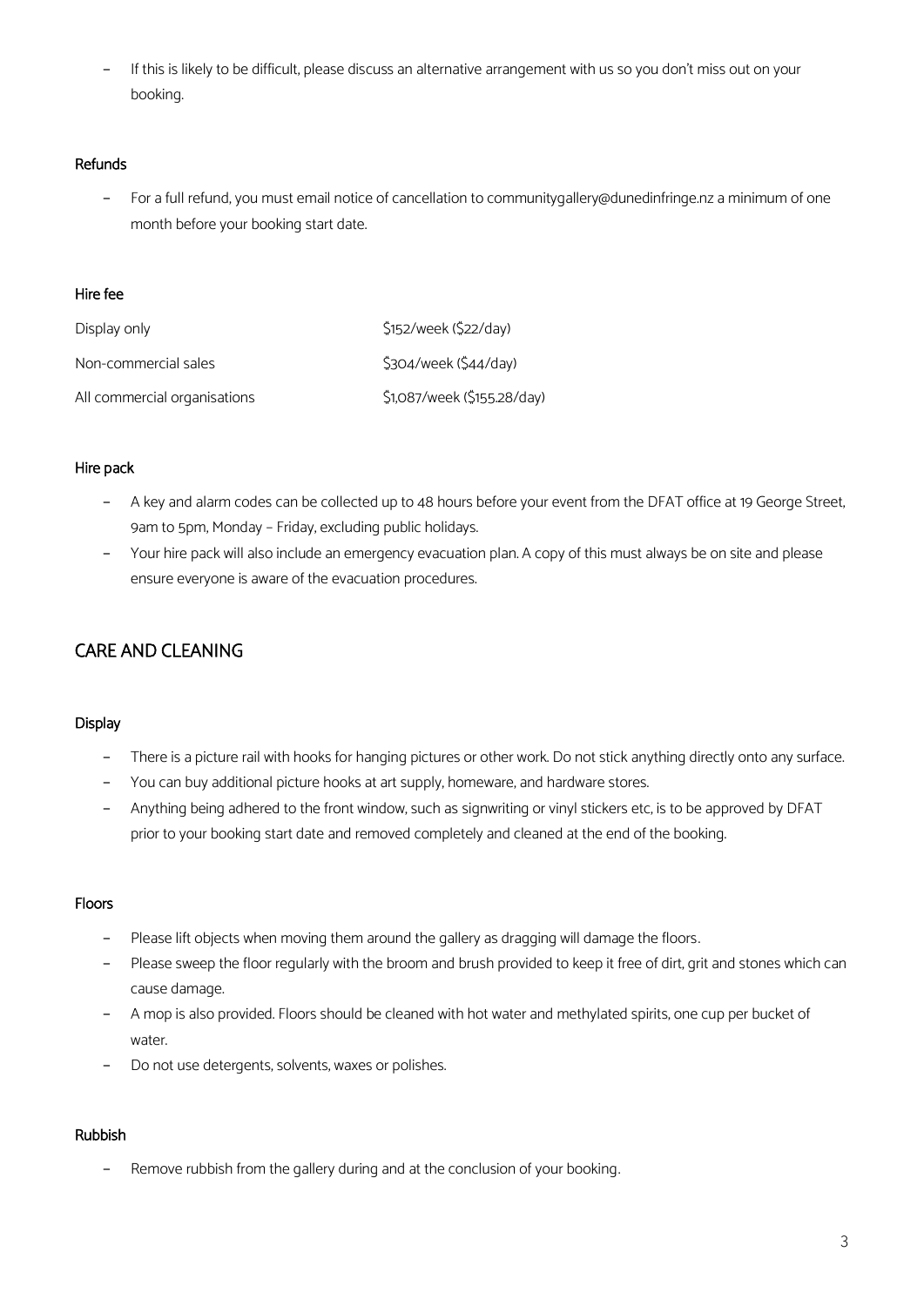- If this is likely to be difficult, please discuss an alternative arrangement with us so you don't miss out on your booking.

#### Refunds

- For a full refund, you must email notice of cancellation to communitygallery@dunedinfringe.nz a minimum of one month before your booking start date.

#### Hire fee

| | |
|---|---|
| Display only | $152/week ($22/day) |
| Non-commercial sales | $304/week ($44/day) |
| All commercial organisations | $1,087/week ($155.28/day) |

#### Hire pack

- A key and alarm codes can be collected up to 48 hours before your event from the DFAT office at 19 George Street, 9am to 5pm, Monday – Friday, excluding public holidays.
- Your hire pack will also include an emergency evacuation plan. A copy of this must always be on site and please ensure everyone is aware of the evacuation procedures.

## CARE AND CLEANING

#### Display

- There is a picture rail with hooks for hanging pictures or other work. Do not stick anything directly onto any surface.
- You can buy additional picture hooks at art supply, homeware, and hardware stores.
- Anything being adhered to the front window, such as signwriting or vinyl stickers etc, is to be approved by DFAT prior to your booking start date and removed completely and cleaned at the end of the booking.

#### Floors

- Please lift objects when moving them around the gallery as dragging will damage the floors.
- Please sweep the floor regularly with the broom and brush provided to keep it free of dirt, grit and stones which can cause damage.
- A mop is also provided. Floors should be cleaned with hot water and methylated spirits, one cup per bucket of water.
- Do not use detergents, solvents, waxes or polishes.

#### Rubbish

- Remove rubbish from the gallery during and at the conclusion of your booking.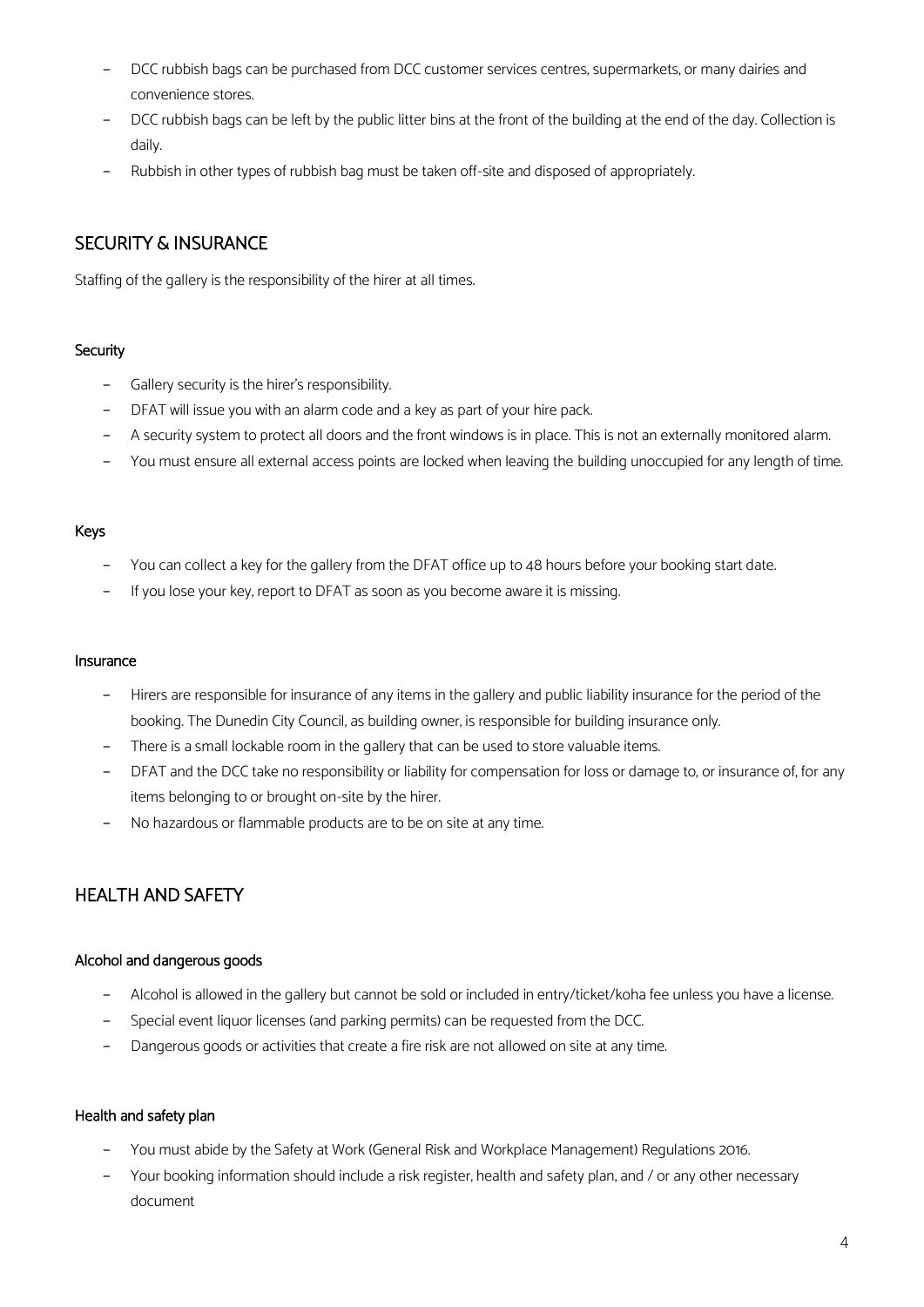- DCC rubbish bags can be purchased from DCC customer services centres, supermarkets, or many dairies and convenience stores.
- DCC rubbish bags can be left by the public litter bins at the front of the building at the end of the day. Collection is daily.
- Rubbish in other types of rubbish bag must be taken off-site and disposed of appropriately.

## SECURITY & INSURANCE

Staffing of the gallery is the responsibility of the hirer at all times.

### Security

- Gallery security is the hirer's responsibility.
- DFAT will issue you with an alarm code and a key as part of your hire pack.
- A security system to protect all doors and the front windows is in place. This is not an externally monitored alarm.
- You must ensure all external access points are locked when leaving the building unoccupied for any length of time.

### Keys

- You can collect a key for the gallery from the DFAT office up to 48 hours before your booking start date.
- If you lose your key, report to DFAT as soon as you become aware it is missing.

### Insurance

- Hirers are responsible for insurance of any items in the gallery and public liability insurance for the period of the booking. The Dunedin City Council, as building owner, is responsible for building insurance only.
- There is a small lockable room in the gallery that can be used to store valuable items.
- DFAT and the DCC take no responsibility or liability for compensation for loss or damage to, or insurance of, for any items belonging to or brought on-site by the hirer.
- No hazardous or flammable products are to be on site at any time.

## HEALTH AND SAFETY

### Alcohol and dangerous goods

- Alcohol is allowed in the gallery but cannot be sold or included in entry/ticket/koha fee unless you have a license.
- Special event liquor licenses (and parking permits) can be requested from the DCC.
- Dangerous goods or activities that create a fire risk are not allowed on site at any time.

### Health and safety plan

- You must abide by the Safety at Work (General Risk and Workplace Management) Regulations 2016.
- Your booking information should include a risk register, health and safety plan, and / or any other necessary document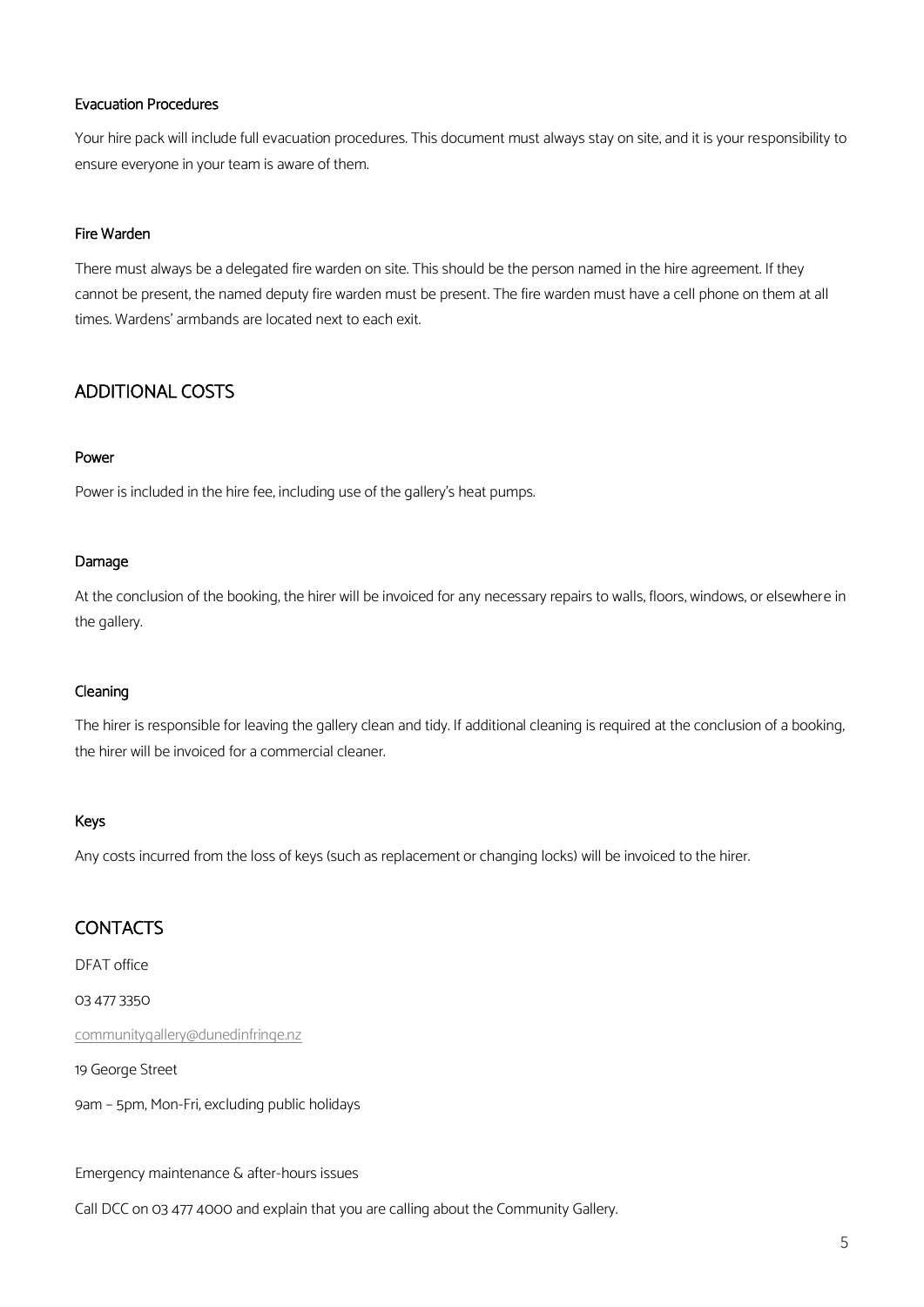### Evacuation Procedures

Your hire pack will include full evacuation procedures. This document must always stay on site, and it is your responsibility to ensure everyone in your team is aware of them.

### Fire Warden

There must always be a delegated fire warden on site. This should be the person named in the hire agreement. If they cannot be present, the named deputy fire warden must be present. The fire warden must have a cell phone on them at all times. Wardens' armbands are located next to each exit.

## ADDITIONAL COSTS

### Power

Power is included in the hire fee, including use of the gallery's heat pumps.

### Damage

At the conclusion of the booking, the hirer will be invoiced for any necessary repairs to walls, floors, windows, or elsewhere in the gallery.

### Cleaning

The hirer is responsible for leaving the gallery clean and tidy. If additional cleaning is required at the conclusion of a booking, the hirer will be invoiced for a commercial cleaner.

### Keys

Any costs incurred from the loss of keys (such as replacement or changing locks) will be invoiced to the hirer.

## CONTACTS

DFAT office

03 477 3350

communitygallery@dunedinfringe.nz

19 George Street

9am – 5pm, Mon-Fri, excluding public holidays

Emergency maintenance & after-hours issues

Call DCC on 03 477 4000 and explain that you are calling about the Community Gallery.